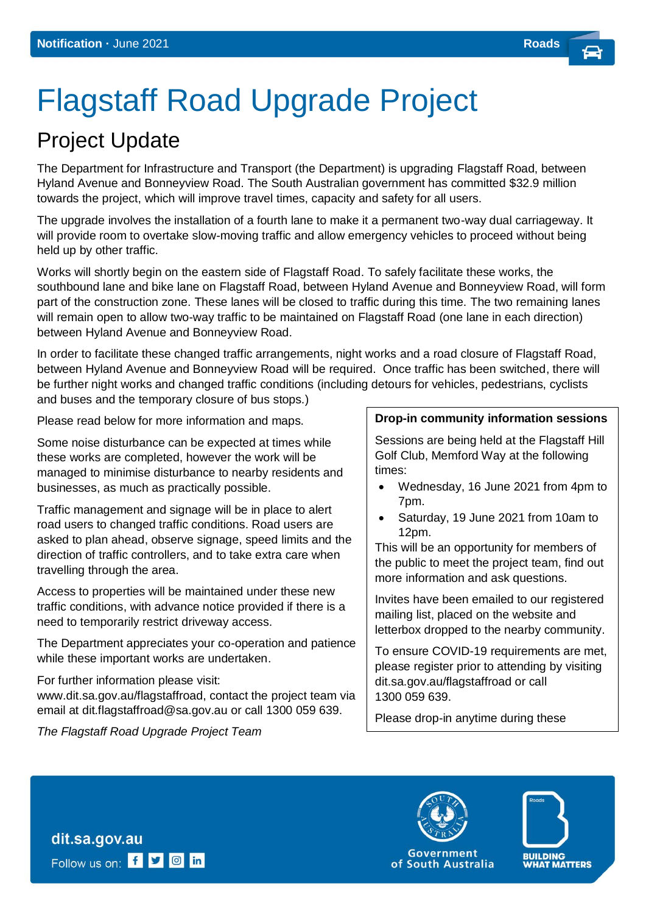**Notification** · June 2021 **Roads**

# Flagstaff Road Upgrade Project

## Project Update

The Department for Infrastructure and Transport (the Department) is upgrading Flagstaff Road, between Hyland Avenue and Bonneyview Road. The South Australian government has committed $32.9 million towards the project, which will improve travel times, capacity and safety for all users.

The upgrade involves the installation of a fourth lane to make it a permanent two-way dual carriageway. It will provide room to overtake slow-moving traffic and allow emergency vehicles to proceed without being held up by other traffic.

Works will shortly begin on the eastern side of Flagstaff Road. To safely facilitate these works, the southbound lane and bike lane on Flagstaff Road, between Hyland Avenue and Bonneyview Road, will form part of the construction zone. These lanes will be closed to traffic during this time. The two remaining lanes will remain open to allow two-way traffic to be maintained on Flagstaff Road (one lane in each direction) between Hyland Avenue and Bonneyview Road.

In order to facilitate these changed traffic arrangements, night works and a road closure of Flagstaff Road, between Hyland Avenue and Bonneyview Road will be required. Once traffic has been switched, there will be further night works and changed traffic conditions (including detours for vehicles, pedestrians, cyclists and buses and the temporary closure of bus stops.)

Please read below for more information and maps.

Some noise disturbance can be expected at times while these works are completed, however the work will be managed to minimise disturbance to nearby residents and businesses, as much as practically possible.

Traffic management and signage will be in place to alert road users to changed traffic conditions. Road users are asked to plan ahead, observe signage, speed limits and the direction of traffic controllers, and to take extra care when travelling through the area.

Access to properties will be maintained under these new traffic conditions, with advance notice provided if there is a need to temporarily restrict driveway access.

The Department appreciates your co-operation and patience while these important works are undertaken.

For further information please visit: www.dit.sa.gov.au/flagstaffroad, contact the project team via email at dit.flagstaffroad@sa.gov.au or call 1300 059 639.

*The Flagstaff Road Upgrade Project Team*

**Drop-in community information sessions**

Sessions are being held at the Flagstaff Hill Golf Club, Memford Way at the following times:

- Wednesday, 16 June 2021 from 4pm to 7pm.
- Saturday, 19 June 2021 from 10am to 12pm.

This will be an opportunity for members of the public to meet the project team, find out more information and ask questions.

Invites have been emailed to our registered mailing list, placed on the website and letterbox dropped to the nearby community.

To ensure COVID-19 requirements are met, please register prior to attending by visiting dit.sa.gov.au/flagstaffroad or call 1300 059 639.

Please drop-in anytime during these

dit.sa.gov.au

Follow us on:

Government of South Australia

BUILDING WHAT MATTERS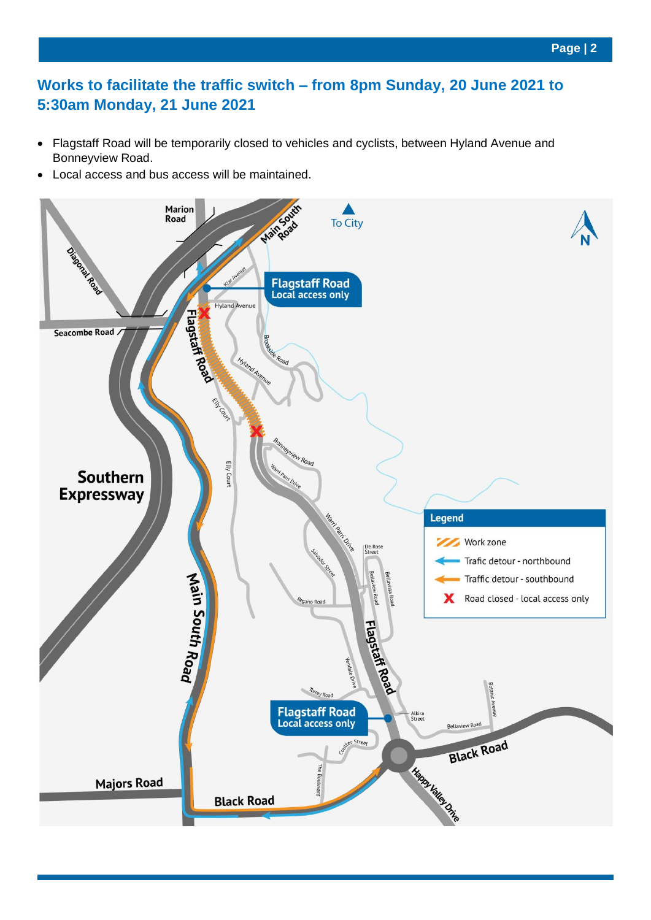## Works to facilitate the traffic switch – from 8pm Sunday, 20 June 2021 to 5:30am Monday, 21 June 2021

- Flagstaff Road will be temporarily closed to vehicles and cyclists, between Hyland Avenue and Bonneyview Road.
- Local access and bus access will be maintained.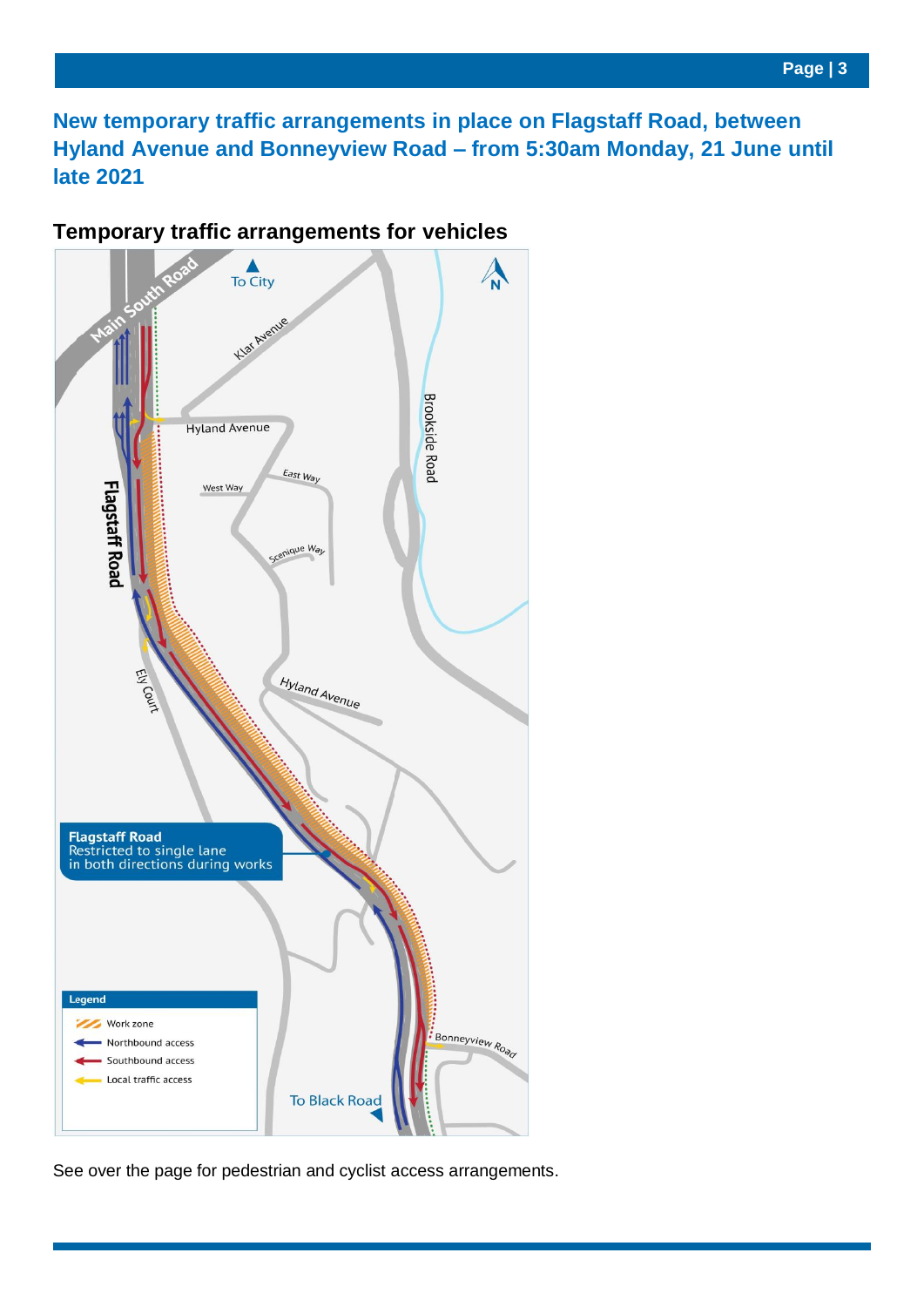## New temporary traffic arrangements in place on Flagstaff Road, between Hyland Avenue and Bonneyview Road – from 5:30am Monday, 21 June until late 2021

### Temporary traffic arrangements for vehicles

See over the page for pedestrian and cyclist access arrangements.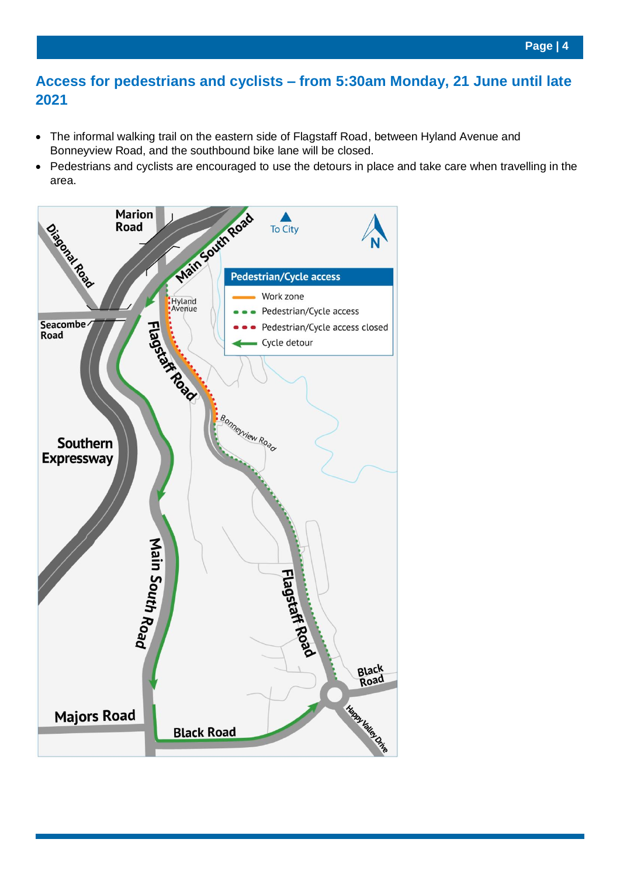## Access for pedestrians and cyclists – from 5:30am Monday, 21 June until late 2021

- The informal walking trail on the eastern side of Flagstaff Road, between Hyland Avenue and Bonneyview Road, and the southbound bike lane will be closed.
- Pedestrians and cyclists are encouraged to use the detours in place and take care when travelling in the area.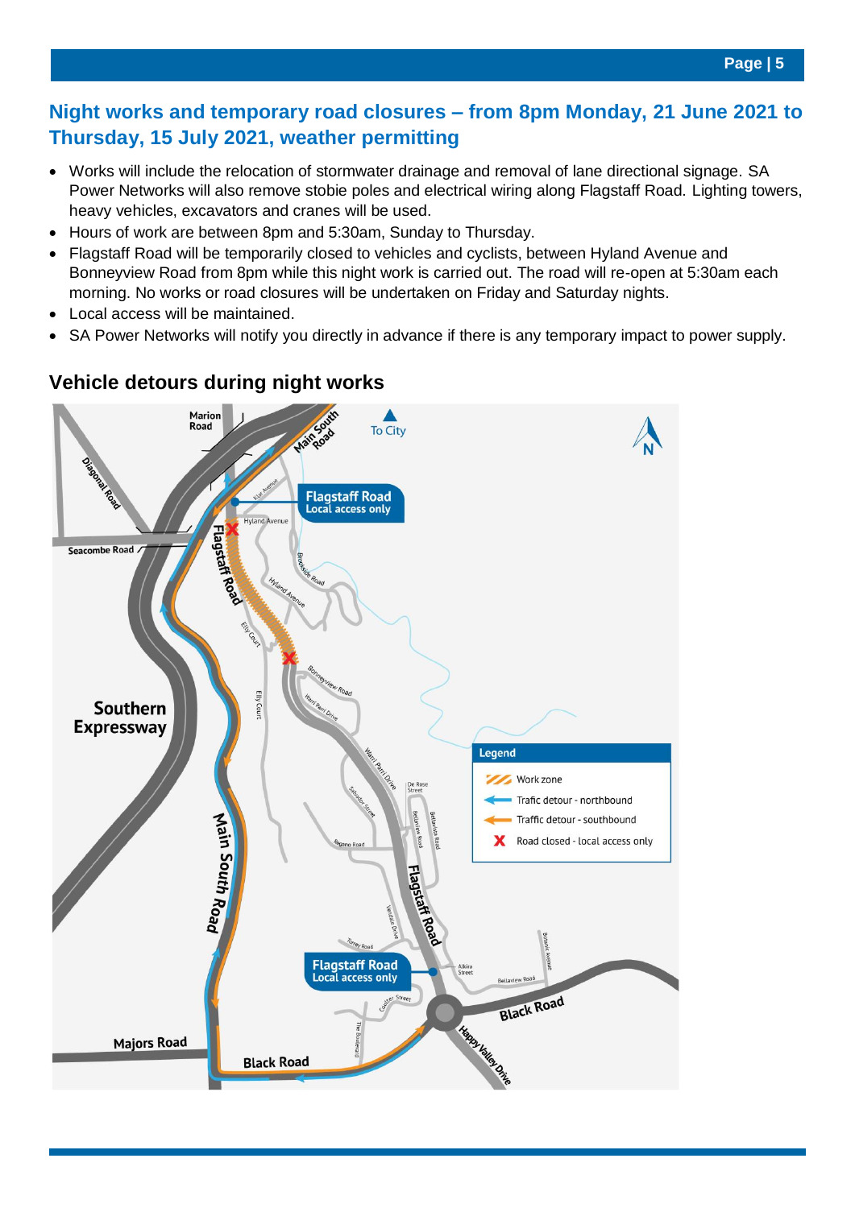## Night works and temporary road closures – from 8pm Monday, 21 June 2021 to Thursday, 15 July 2021, weather permitting

- Works will include the relocation of stormwater drainage and removal of lane directional signage. SA Power Networks will also remove stobie poles and electrical wiring along Flagstaff Road. Lighting towers, heavy vehicles, excavators and cranes will be used.
- Hours of work are between 8pm and 5:30am, Sunday to Thursday.
- Flagstaff Road will be temporarily closed to vehicles and cyclists, between Hyland Avenue and Bonneyview Road from 8pm while this night work is carried out. The road will re-open at 5:30am each morning. No works or road closures will be undertaken on Friday and Saturday nights.
- Local access will be maintained.
- SA Power Networks will notify you directly in advance if there is any temporary impact to power supply.

### Vehicle detours during night works

Legend

- Work zone
- Trafic detour - northbound
- Traffic detour - southbound
- Road closed - local access only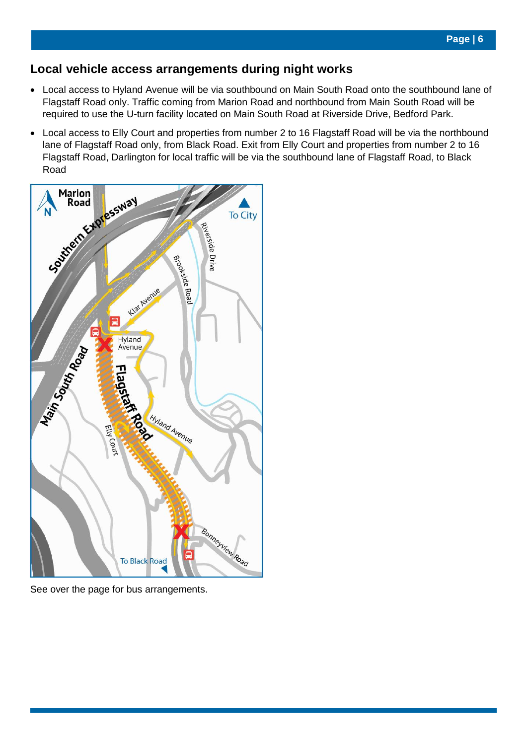## Local vehicle access arrangements during night works

- Local access to Hyland Avenue will be via southbound on Main South Road onto the southbound lane of Flagstaff Road only. Traffic coming from Marion Road and northbound from Main South Road will be required to use the U-turn facility located on Main South Road at Riverside Drive, Bedford Park.
- Local access to Elly Court and properties from number 2 to 16 Flagstaff Road will be via the northbound lane of Flagstaff Road only, from Black Road. Exit from Elly Court and properties from number 2 to 16 Flagstaff Road, Darlington for local traffic will be via the southbound lane of Flagstaff Road, to Black Road

See over the page for bus arrangements.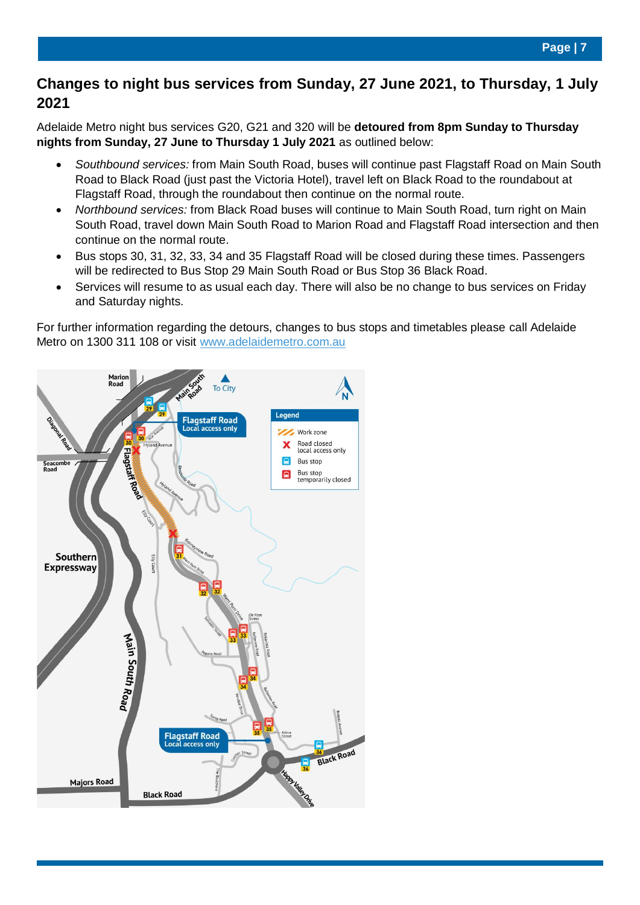## Changes to night bus services from Sunday, 27 June 2021, to Thursday, 1 July 2021

Adelaide Metro night bus services G20, G21 and 320 will be **detoured from 8pm Sunday to Thursday nights from Sunday, 27 June to Thursday 1 July 2021** as outlined below:

- *Southbound services:* from Main South Road, buses will continue past Flagstaff Road on Main South Road to Black Road (just past the Victoria Hotel), travel left on Black Road to the roundabout at Flagstaff Road, through the roundabout then continue on the normal route.
- *Northbound services:* from Black Road buses will continue to Main South Road, turn right on Main South Road, travel down Main South Road to Marion Road and Flagstaff Road intersection and then continue on the normal route.
- Bus stops 30, 31, 32, 33, 34 and 35 Flagstaff Road will be closed during these times. Passengers will be redirected to Bus Stop 29 Main South Road or Bus Stop 36 Black Road.
- Services will resume to as usual each day. There will also be no change to bus services on Friday and Saturday nights.

For further information regarding the detours, changes to bus stops and timetables please call Adelaide Metro on 1300 311 108 or visit www.adelaidemetro.com.au

Marion Road
Main South Road
To City
N
Legend
Work zone
Road closed local access only
Bus stop
Bus stop temporarily closed
Flagstaff Road Local access only
Diagonal Road
Seacombe Road
Hyland Avenue
Flagstaff Road
Southern Expressway
Main South Road
Flagstaff Road Local access only
Black Road
Happy Valley Drive
Majors Road
Black Road
29 29 30 30 31 32 32 33 33 34 34 35 35 36 36